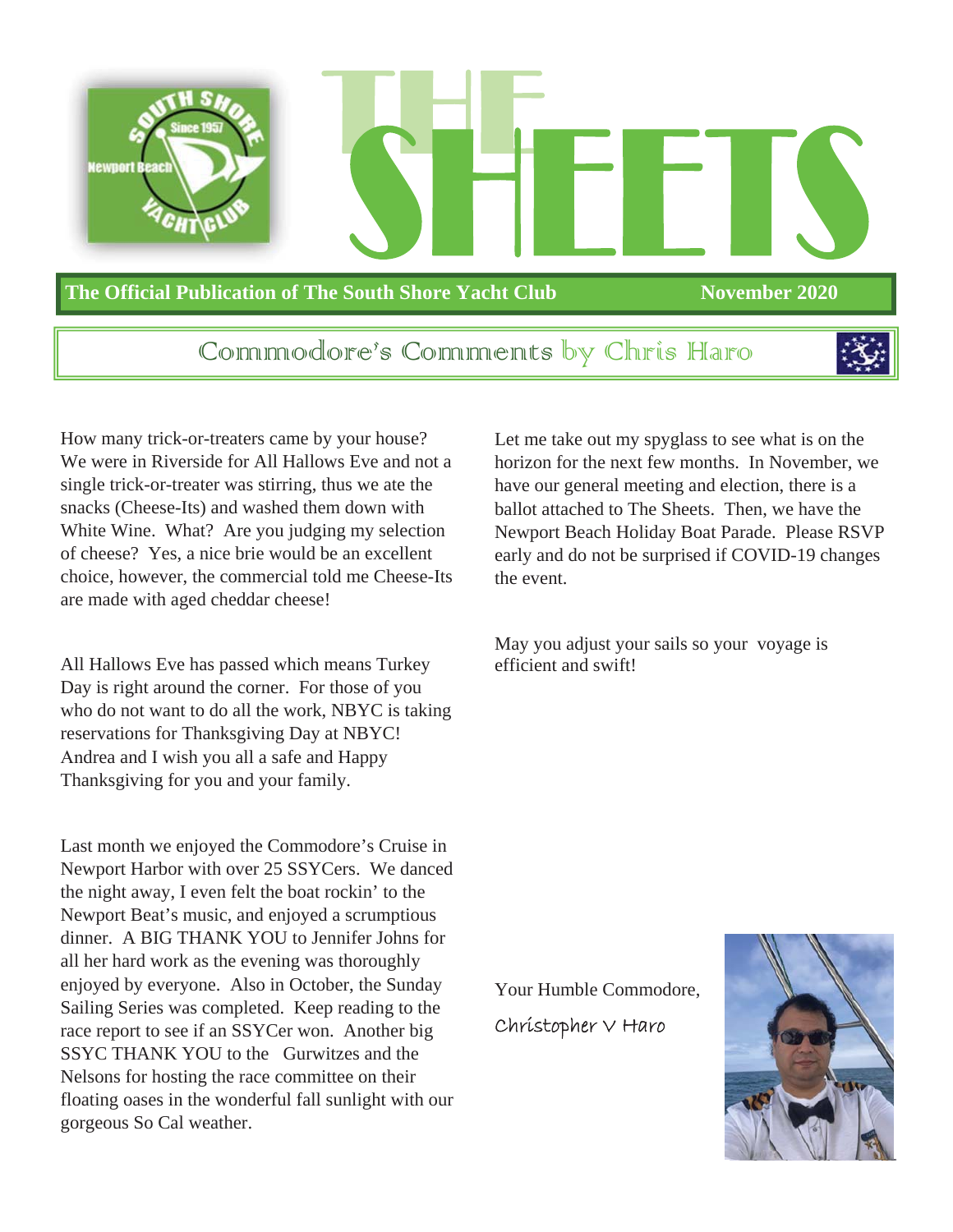# THE SHEETS

**The Official Publication of The South Shore Yacht Club** **November 2020**

## Commodore's Comments by Chris Haro

How many trick-or-treaters came by your house? We were in Riverside for All Hallows Eve and not a single trick-or-treater was stirring, thus we ate the snacks (Cheese-Its) and washed them down with White Wine. What? Are you judging my selection of cheese? Yes, a nice brie would be an excellent choice, however, the commercial told me Cheese-Its are made with aged cheddar cheese!

All Hallows Eve has passed which means Turkey Day is right around the corner. For those of you who do not want to do all the work, NBYC is taking reservations for Thanksgiving Day at NBYC! Andrea and I wish you all a safe and Happy Thanksgiving for you and your family.

Last month we enjoyed the Commodore's Cruise in Newport Harbor with over 25 SSYCers. We danced the night away, I even felt the boat rockin' to the Newport Beat's music, and enjoyed a scrumptious dinner. A BIG THANK YOU to Jennifer Johns for all her hard work as the evening was thoroughly enjoyed by everyone. Also in October, the Sunday Sailing Series was completed. Keep reading to the race report to see if an SSYCer won. Another big SSYC THANK YOU to the Gurwitzes and the Nelsons for hosting the race committee on their floating oases in the wonderful fall sunlight with our gorgeous So Cal weather.

Let me take out my spyglass to see what is on the horizon for the next few months. In November, we have our general meeting and election, there is a ballot attached to The Sheets. Then, we have the Newport Beach Holiday Boat Parade. Please RSVP early and do not be surprised if COVID-19 changes the event.

May you adjust your sails so your voyage is efficient and swift!

Your Humble Commodore,

*Christopher V Haro*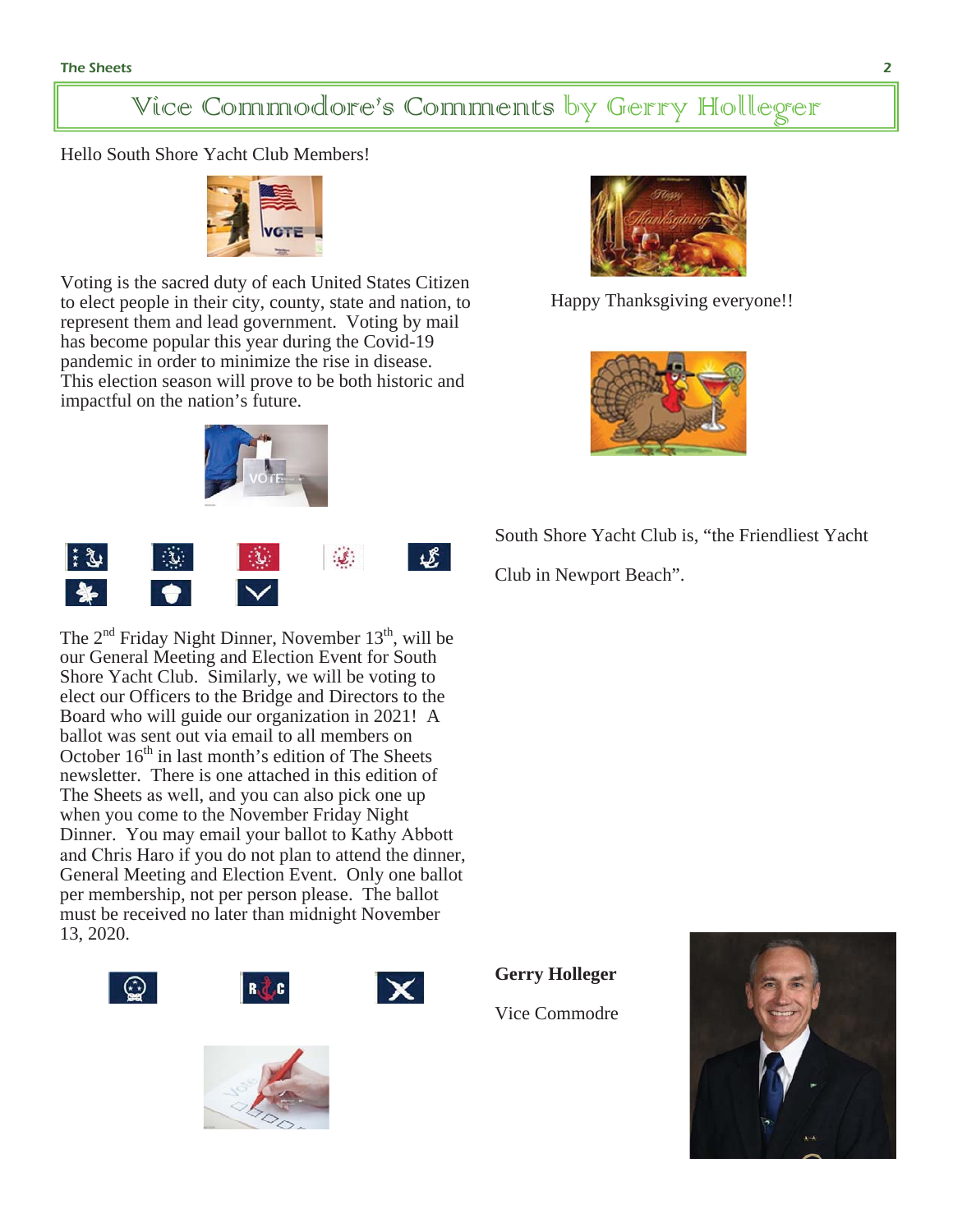# Vice Commodore's Comments by Gerry Hollleger

Hello South Shore Yacht Club Members!

Voting is the sacred duty of each United States Citizen to elect people in their city, county, state and nation, to represent them and lead government. Voting by mail has become popular this year during the Covid-19 pandemic in order to minimize the rise in disease. This election season will prove to be both historic and impactful on the nation's future.

The 2nd Friday Night Dinner, November 13th, will be our General Meeting and Election Event for South Shore Yacht Club. Similarly, we will be voting to elect our Officers to the Bridge and Directors to the Board who will guide our organization in 2021! A ballot was sent out via email to all members on October 16th in last month's edition of The Sheets newsletter. There is one attached in this edition of The Sheets as well, and you can also pick one up when you come to the November Friday Night Dinner. You may email your ballot to Kathy Abbott and Chris Haro if you do not plan to attend the dinner, General Meeting and Election Event. Only one ballot per membership, not per person please. The ballot must be received no later than midnight November 13, 2020.

Happy Thanksgiving everyone!!

South Shore Yacht Club is, "the Friendliest Yacht Club in Newport Beach".

**Gerry Holleger**

Vice Commodre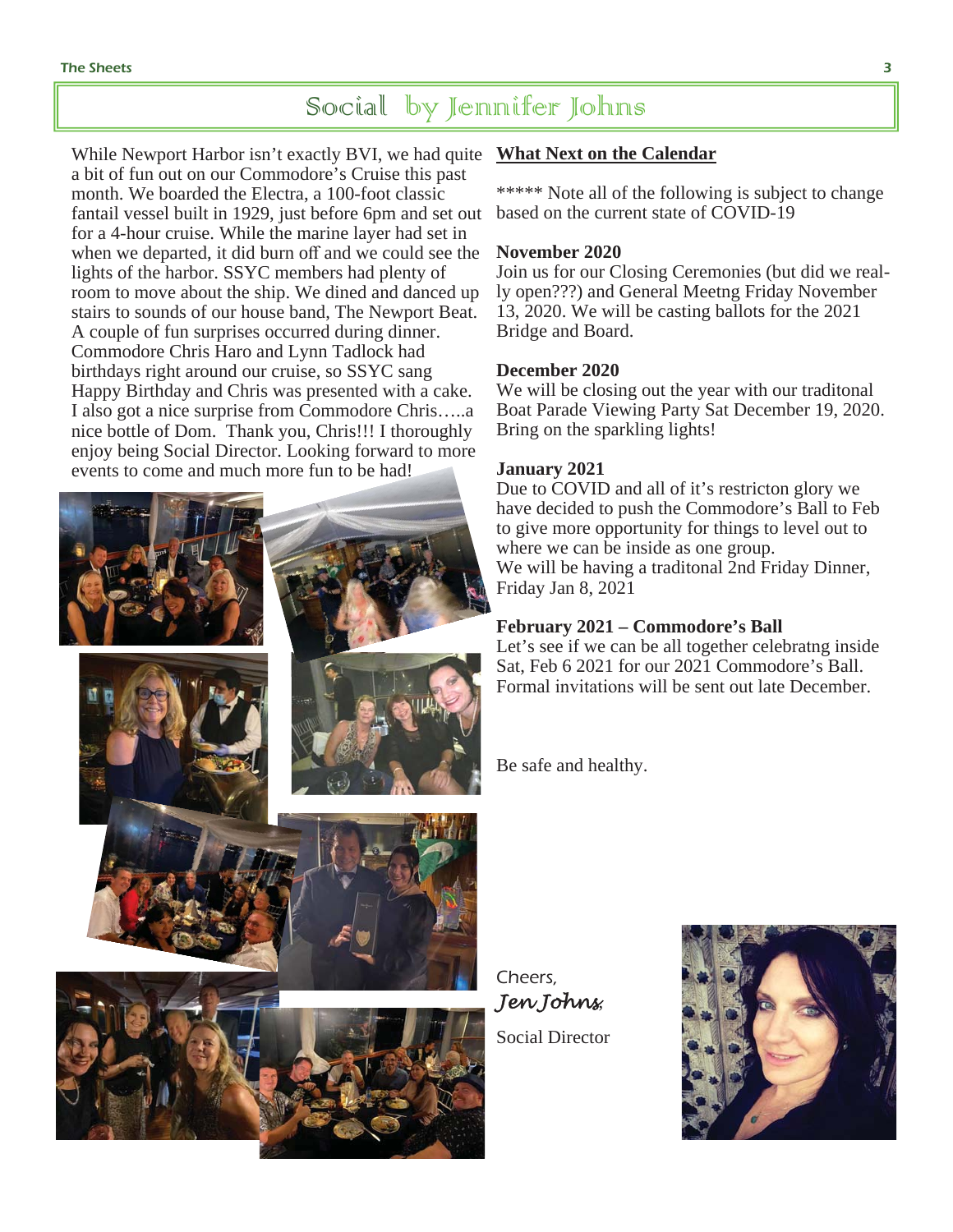# Social by Jennifer Johns

While Newport Harbor isn't exactly BVI, we had quite a bit of fun out on our Commodore's Cruise this past month. We boarded the Electra, a 100-foot classic fantail vessel built in 1929, just before 6pm and set out for a 4-hour cruise. While the marine layer had set in when we departed, it did burn off and we could see the lights of the harbor. SSYC members had plenty of room to move about the ship. We dined and danced up stairs to sounds of our house band, The Newport Beat. A couple of fun surprises occurred during dinner. Commodore Chris Haro and Lynn Tadlock had birthdays right around our cruise, so SSYC sang Happy Birthday and Chris was presented with a cake. I also got a nice surprise from Commodore Chris…..a nice bottle of Dom. Thank you, Chris!!! I thoroughly enjoy being Social Director. Looking forward to more events to come and much more fun to be had!

## What Next on the Calendar

***** Note all of the following is subject to change based on the current state of COVID-19

**November 2020**
Join us for our Closing Ceremonies (but did we really open???) and General Meetng Friday November 13, 2020. We will be casting ballots for the 2021 Bridge and Board.

**December 2020**
We will be closing out the year with our traditonal Boat Parade Viewing Party Sat December 19, 2020. Bring on the sparkling lights!

**January 2021**
Due to COVID and all of it's restricton glory we have decided to push the Commodore's Ball to Feb to give more opportunity for things to level out to where we can be inside as one group.
We will be having a traditonal 2nd Friday Dinner, Friday Jan 8, 2021

**February 2021 – Commodore's Ball**
Let's see if we can be all together celebratng inside Sat, Feb 6 2021 for our 2021 Commodore's Ball. Formal invitations will be sent out late December.

Be safe and healthy.

Cheers,
*Jen Johns*

Social Director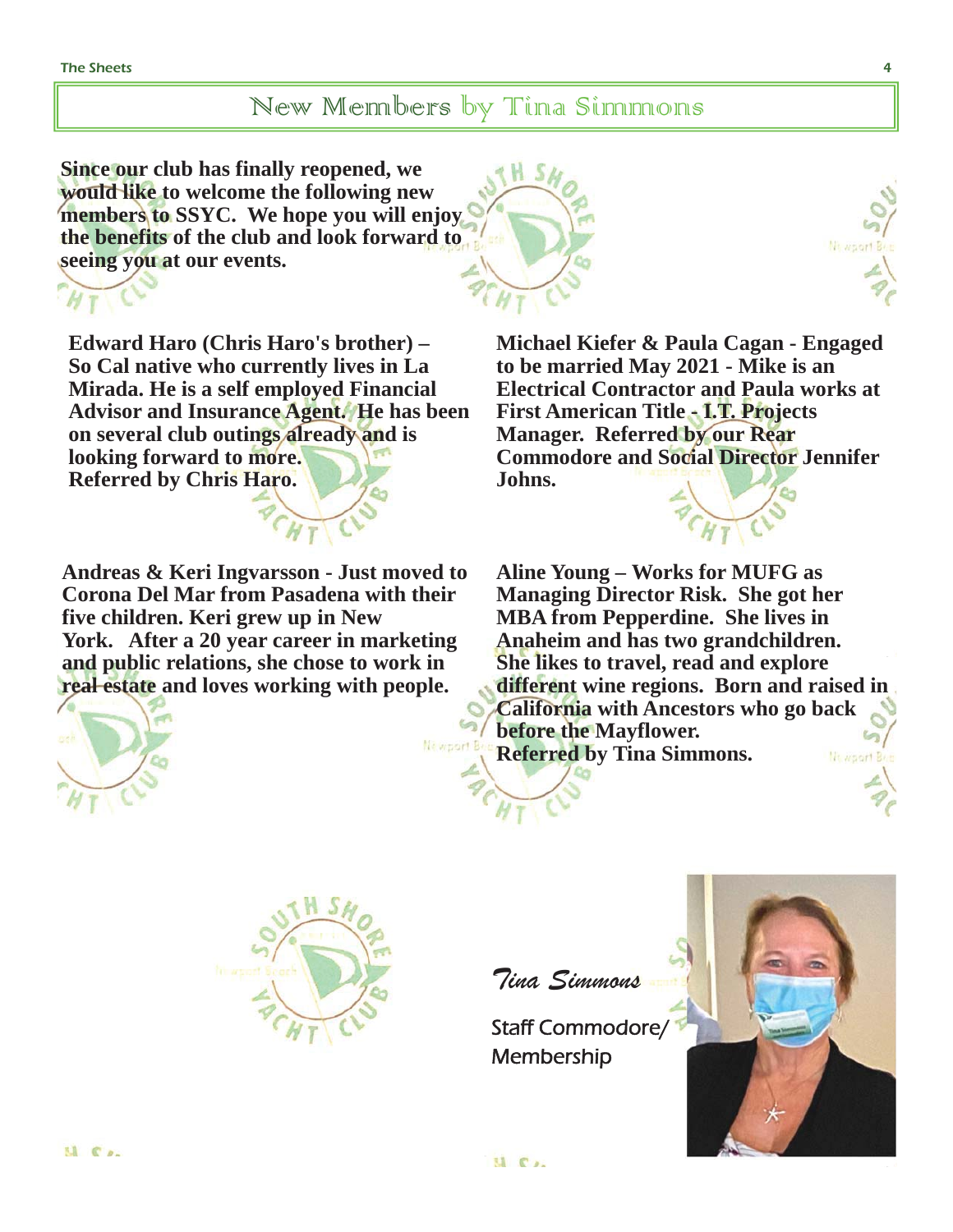## New Members by Tina Simmons

**Since our club has finally reopened, we would like to welcome the following new members to SSYC. We hope you will enjoy the benefits of the club and look forward to seeing you at our events.**

**Edward Haro (Chris Haro's brother) – So Cal native who currently lives in La Mirada. He is a self employed Financial Advisor and Insurance Agent. He has been on several club outings already and is looking forward to more.
Referred by Chris Haro.**

**Andreas & Keri Ingvarsson - Just moved to Corona Del Mar from Pasadena with their five children. Keri grew up in New York. After a 20 year career in marketing and public relations, she chose to work in real estate and loves working with people.**

**Michael Kiefer & Paula Cagan - Engaged to be married May 2021 - Mike is an Electrical Contractor and Paula works at First American Title - I.T. Projects Manager. Referred by our Rear Commodore and Social Director Jennifer Johns.**

**Aline Young – Works for MUFG as Managing Director Risk. She got her MBA from Pepperdine. She lives in Anaheim and has two grandchildren. She likes to travel, read and explore different wine regions. Born and raised in California with Ancestors who go back before the Mayflower.
Referred by Tina Simmons.**

*Tina Simmons*

Staff Commodore/ Membership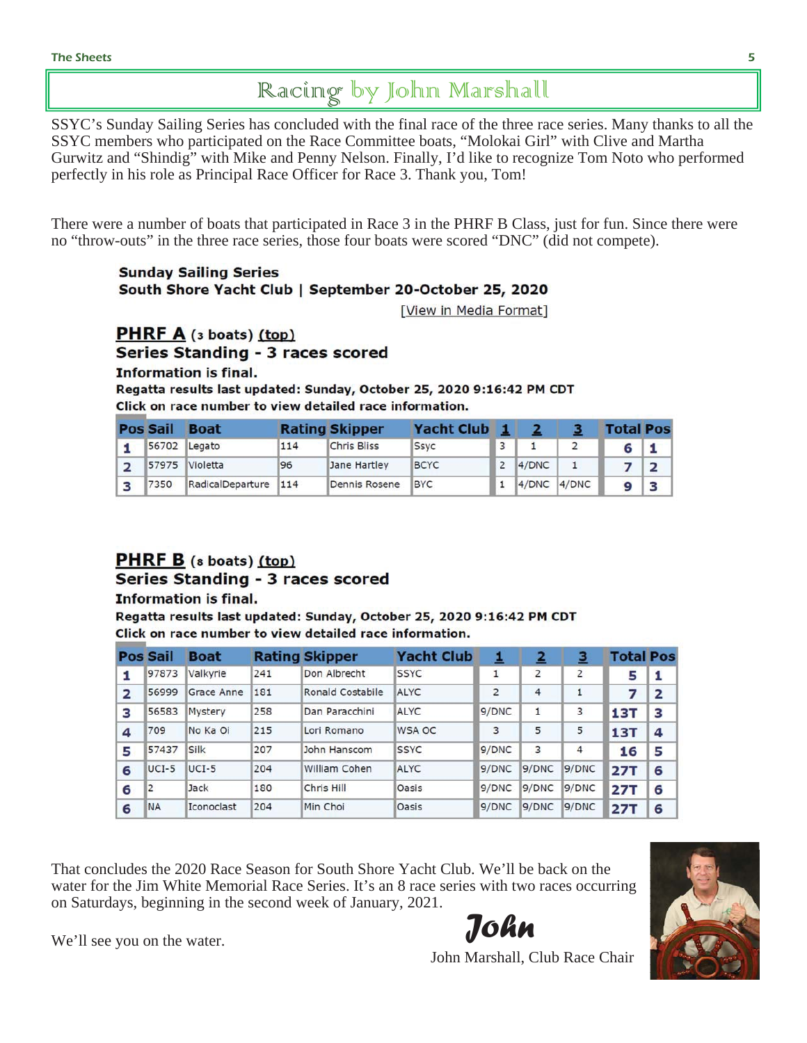# Racing by John Marshall

SSYC's Sunday Sailing Series has concluded with the final race of the three race series. Many thanks to all the SSYC members who participated on the Race Committee boats, "Molokai Girl" with Clive and Martha Gurwitz and "Shindig" with Mike and Penny Nelson. Finally, I'd like to recognize Tom Noto who performed perfectly in his role as Principal Race Officer for Race 3. Thank you, Tom!

There were a number of boats that participated in Race 3 in the PHRF B Class, just for fun. Since there were no "throw-outs" in the three race series, those four boats were scored "DNC" (did not compete).

**Sunday Sailing Series**
**South Shore Yacht Club | September 20-October 25, 2020**

[View in Media Format]

## PHRF A (3 boats) (top)

**Series Standing - 3 races scored**

**Information is final.**

**Regatta results last updated: Sunday, October 25, 2020 9:16:42 PM CDT**

**Click on race number to view detailed race information.**

| Pos | Sail | Boat | Rating | Skipper | Yacht Club | 1 | 2 | 3 | Total | Pos |
|---|---|---|---|---|---|---|---|---|---|---|
| 1 | 56702 | Legato | 114 | Chris Bliss | Ssyc | 3 | 1 | 2 | 6 | 1 |
| 2 | 57975 | Violetta | 96 | Jane Hartley | BCYC | 2 | 4/DNC | 1 | 7 | 2 |
| 3 | 7350 | RadicalDeparture | 114 | Dennis Rosene | BYC | 1 | 4/DNC | 4/DNC | 9 | 3 |

## PHRF B (8 boats) (top)

**Series Standing - 3 races scored**

**Information is final.**

**Regatta results last updated: Sunday, October 25, 2020 9:16:42 PM CDT**

**Click on race number to view detailed race information.**

| Pos | Sail | Boat | Rating | Skipper | Yacht Club | 1 | 2 | 3 | Total | Pos |
|---|---|---|---|---|---|---|---|---|---|---|
| 1 | 97873 | Valkyrie | 241 | Don Albrecht | SSYC | 1 | 2 | 2 | 5 | 1 |
| 2 | 56999 | Grace Anne | 181 | Ronald Costabile | ALYC | 2 | 4 | 1 | 7 | 2 |
| 3 | 56583 | Mystery | 258 | Dan Paracchini | ALYC | 9/DNC | 1 | 3 | 13T | 3 |
| 4 | 709 | No Ka Oi | 215 | Lori Romano | WSA OC | 3 | 5 | 5 | 13T | 4 |
| 5 | 57437 | Silk | 207 | John Hanscom | SSYC | 9/DNC | 3 | 4 | 16 | 5 |
| 6 | UCI-5 | UCI-5 | 204 | William Cohen | ALYC | 9/DNC | 9/DNC | 9/DNC | 27T | 6 |
| 6 | 2 | Jack | 180 | Chris Hill | Oasis | 9/DNC | 9/DNC | 9/DNC | 27T | 6 |
| 6 | NA | Iconoclast | 204 | Min Choi | Oasis | 9/DNC | 9/DNC | 9/DNC | 27T | 6 |

That concludes the 2020 Race Season for South Shore Yacht Club. We'll be back on the water for the Jim White Memorial Race Series. It's an 8 race series with two races occurring on Saturdays, beginning in the second week of January, 2021.

We'll see you on the water.

*John*

John Marshall, Club Race Chair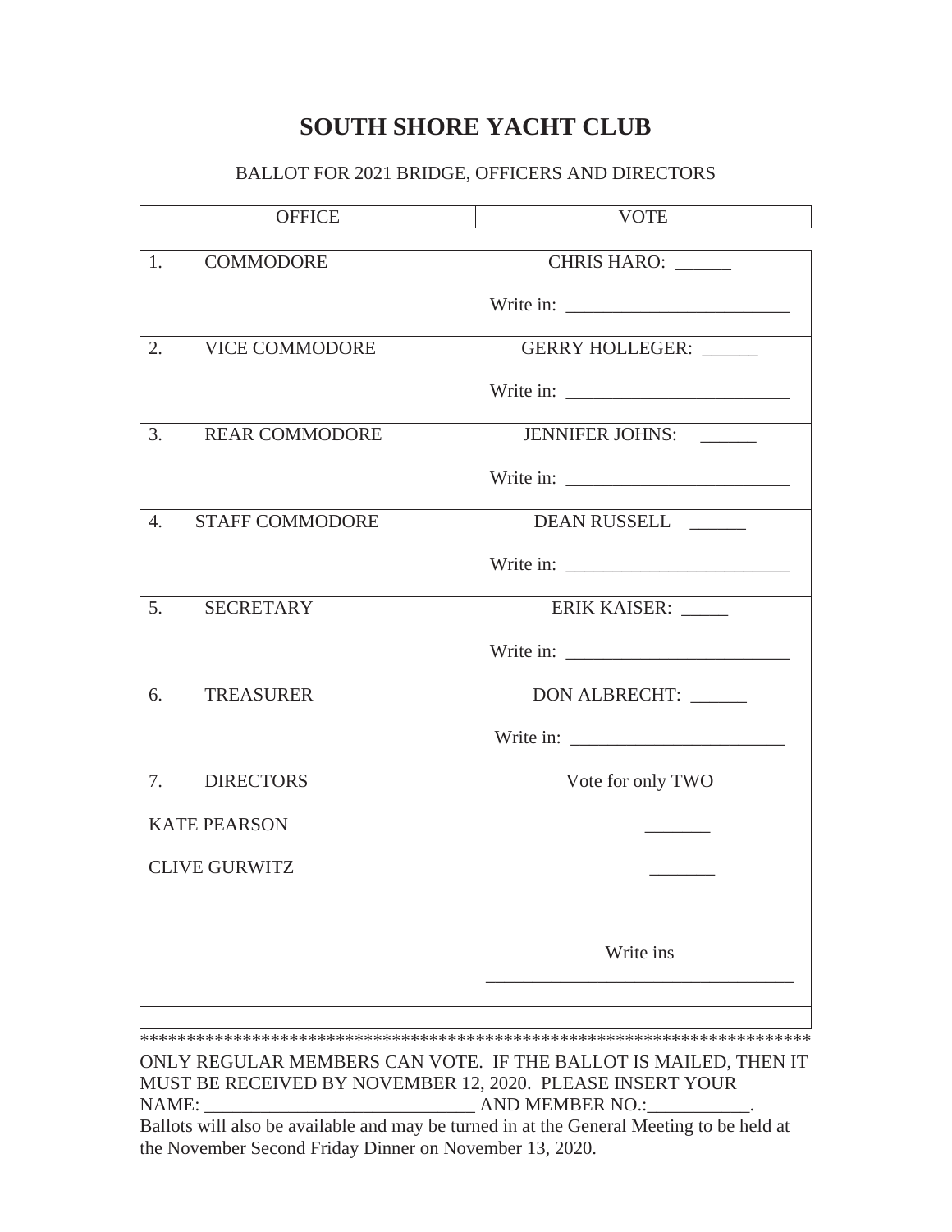# SOUTH SHORE YACHT CLUB

BALLOT FOR 2021 BRIDGE, OFFICERS AND DIRECTORS

| OFFICE | VOTE |
| --- | --- |
| 1. COMMODORE | CHRIS HARO: ______<br><br>Write in: ________________________ |
| 2. VICE COMMODORE | GERRY HOLLEGER: ______<br><br>Write in: ________________________ |
| 3. REAR COMMODORE | JENNIFER JOHNS: ______<br><br>Write in: ________________________ |
| 4. STAFF COMMODORE | DEAN RUSSELL ______<br><br>Write in: ________________________ |
| 5. SECRETARY | ERIK KAISER: _____<br><br>Write in: ________________________ |
| 6. TREASURER | DON ALBRECHT: ______<br><br>Write in: ________________________ |
| 7. DIRECTORS | Vote for only TWO |
| KATE PEARSON | _______ |
| CLIVE GURWITZ | _______ |
| | Write ins<br>_________________________________ |
| | |

**************************************************************************

ONLY REGULAR MEMBERS CAN VOTE. IF THE BALLOT IS MAILED, THEN IT MUST BE RECEIVED BY NOVEMBER 12, 2020. PLEASE INSERT YOUR NAME: _____________________________ AND MEMBER NO.:___________.

Ballots will also be available and may be turned in at the General Meeting to be held at the November Second Friday Dinner on November 13, 2020.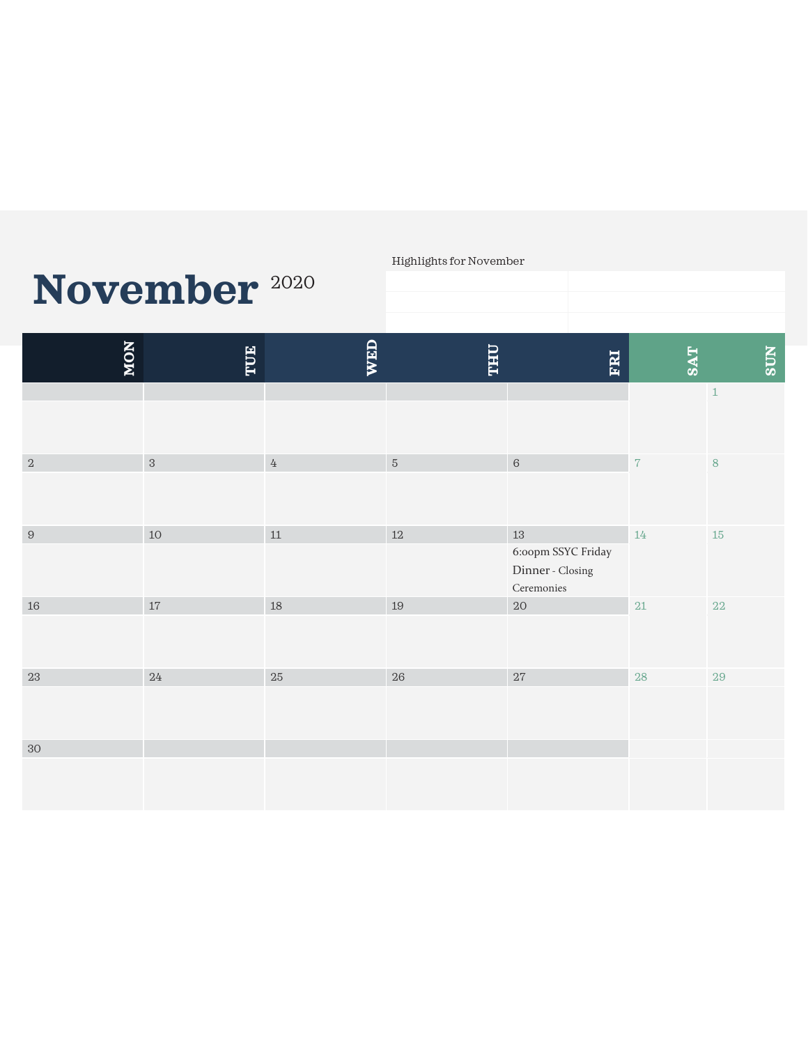# November 2020

Highlights for November

| MON | TUE | WED | THU | FRI | SAT | SUN |
|---|---|---|---|---|---|---|
| | | | | | | 1 |
| 2 | 3 | 4 | 5 | 6 | 7 | 8 |
| 9 | 10 | 11 | 12 | 13 6:oopm SSYC Friday Dinner - Closing Ceremonies | 14 | 15 |
| 16 | 17 | 18 | 19 | 20 | 21 | 22 |
| 23 | 24 | 25 | 26 | 27 | 28 | 29 |
| 30 | | | | | | |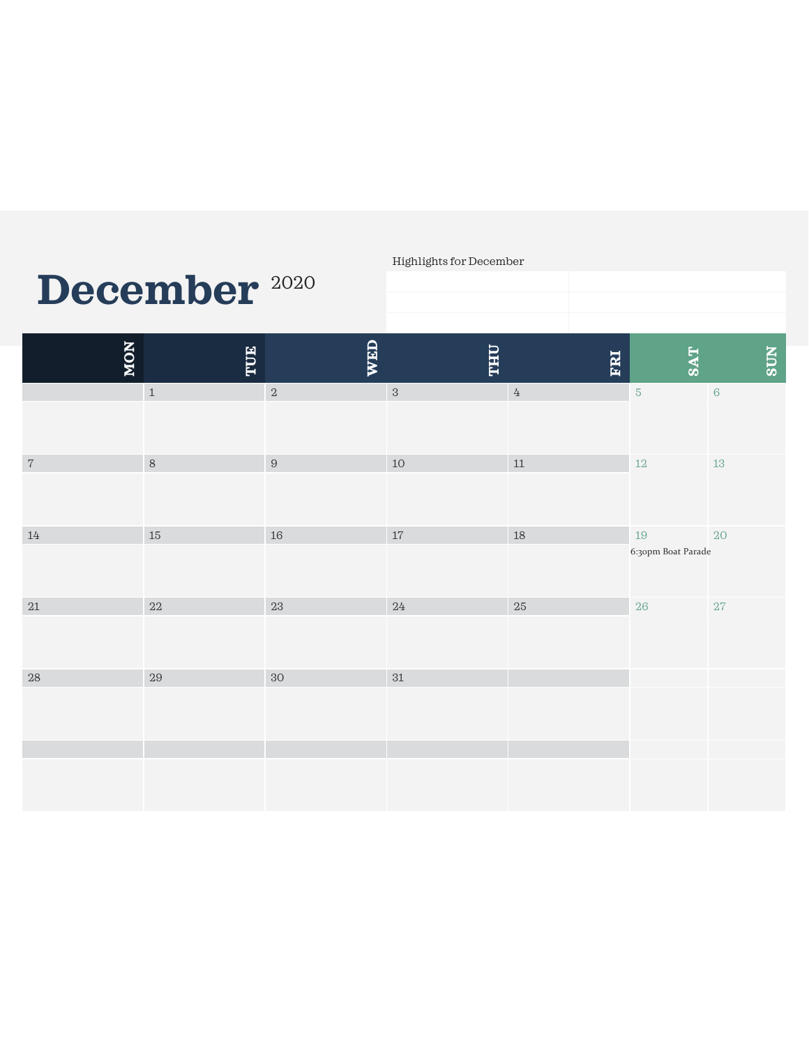# December 2020

Highlights for December

| | |
|---|---|
| | |
| | |
| | |

| MON | TUE | WED | THU | FRI | SAT | SUN |
|---|---|---|---|---|---|---|
| | 1 | 2 | 3 | 4 | 5 | 6 |
| 7 | 8 | 9 | 10 | 11 | 12 | 13 |
| 14 | 15 | 16 | 17 | 18 | 19<br>6:30pm Boat Parade | 20 |
| 21 | 22 | 23 | 24 | 25 | 26 | 27 |
| 28 | 29 | 30 | 31 | | | |
| | | | | | | |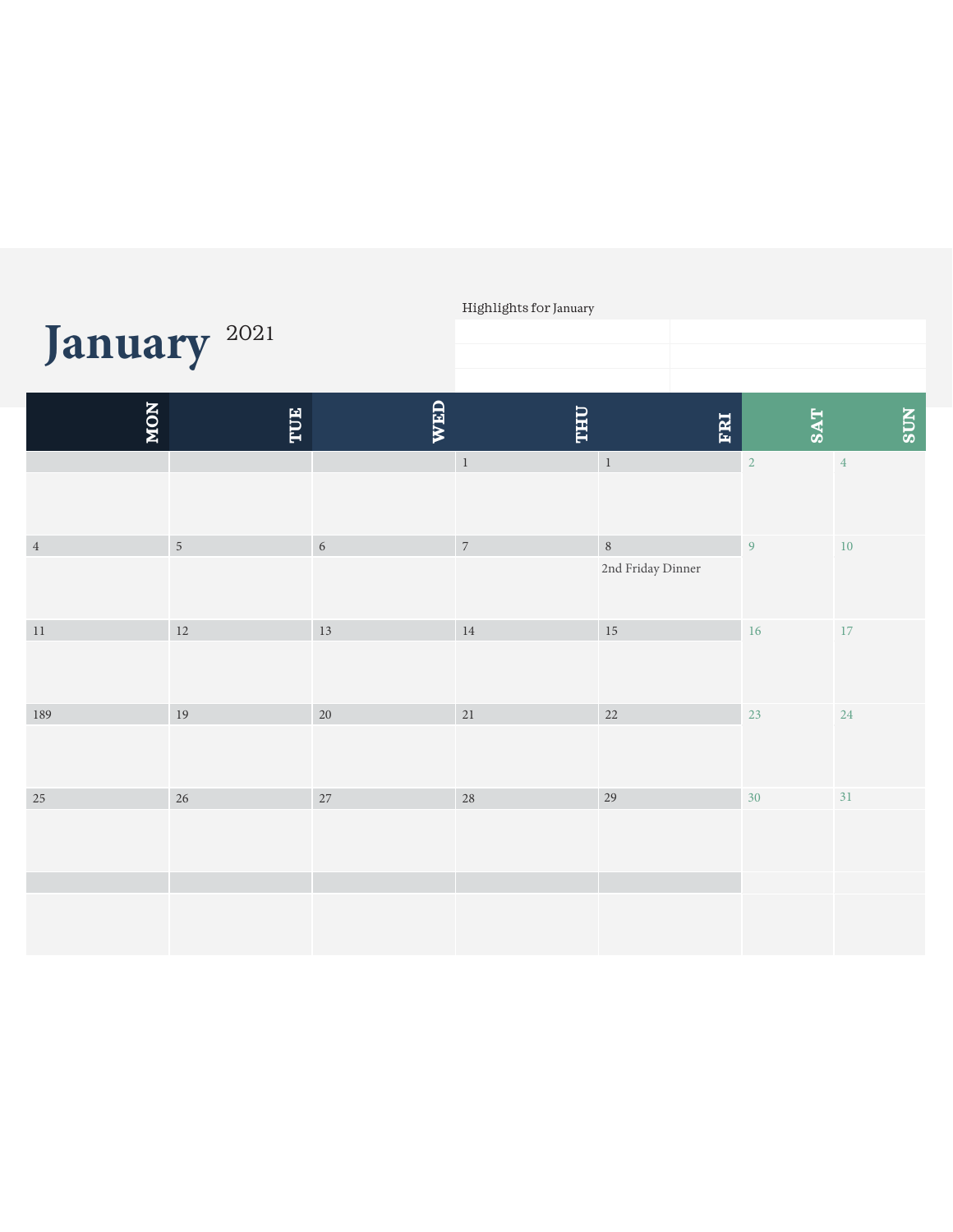# January 2021

Highlights for January

| | |
|---|---|
| | |
| | |
| | |

| MON | TUE | WED | THU | FRI | SAT | SUN |
|---|---|---|---|---|---|---|
| | | | 1 | 1 | 2 | 4 |
| 4 | 5 | 6 | 7 | 8<br>2nd Friday Dinner | 9 | 10 |
| 11 | 12 | 13 | 14 | 15 | 16 | 17 |
| 189 | 19 | 20 | 21 | 22 | 23 | 24 |
| 25 | 26 | 27 | 28 | 29 | 30 | 31 |
| | | | | | | |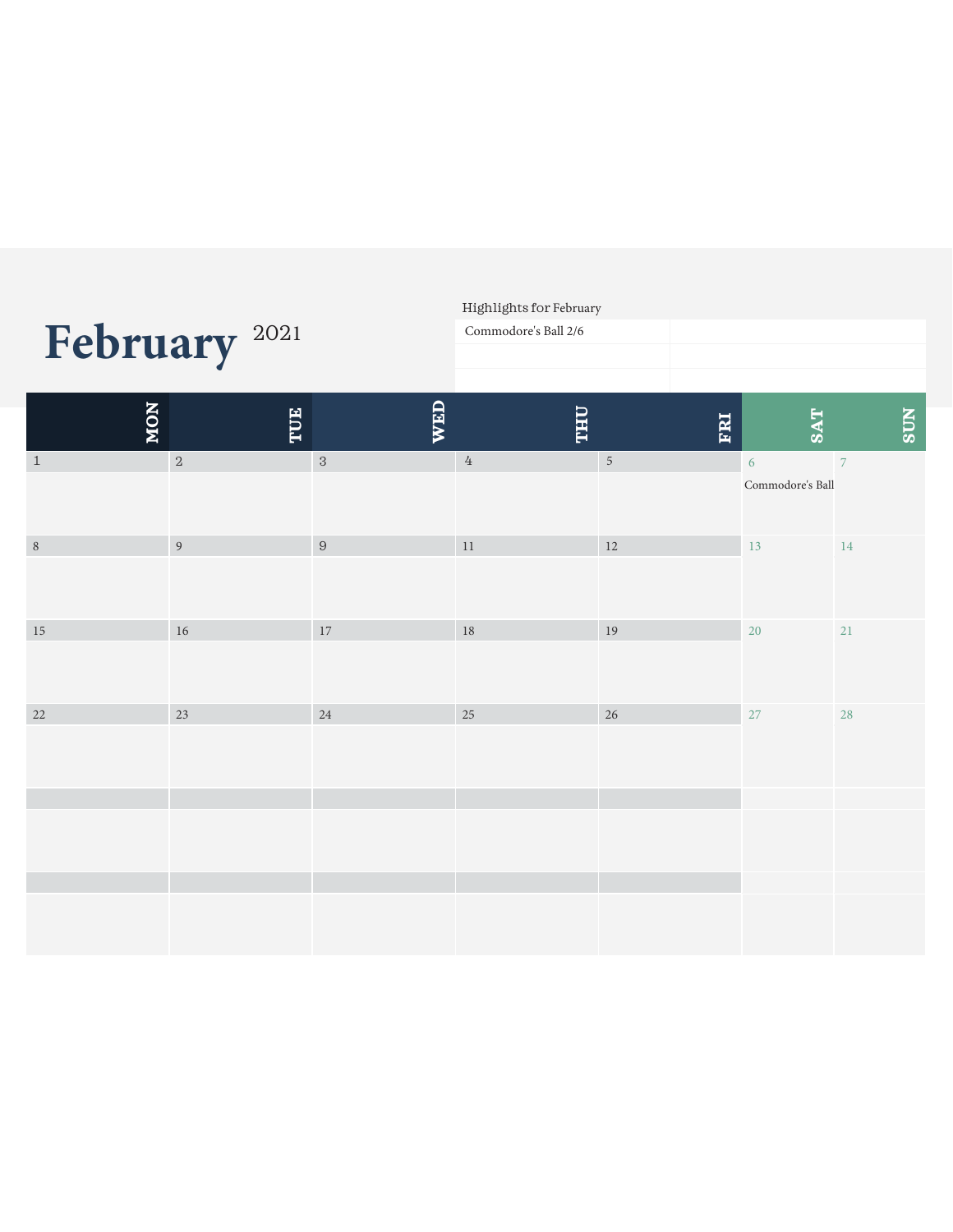# February 2021

Highlights for February

| | |
|---|---|
| Commodore's Ball 2/6 | |
| | |
| | |

| MON | TUE | WED | THU | FRI | SAT | SUN |
|---|---|---|---|---|---|---|
| 1 | 2 | 3 | 4 | 5 | 6<br>Commodore's Ball | 7 |
| 8 | 9 | 9 | 11 | 12 | 13 | 14 |
| 15 | 16 | 17 | 18 | 19 | 20 | 21 |
| 22 | 23 | 24 | 25 | 26 | 27 | 28 |
| | | | | | | |
| | | | | | | |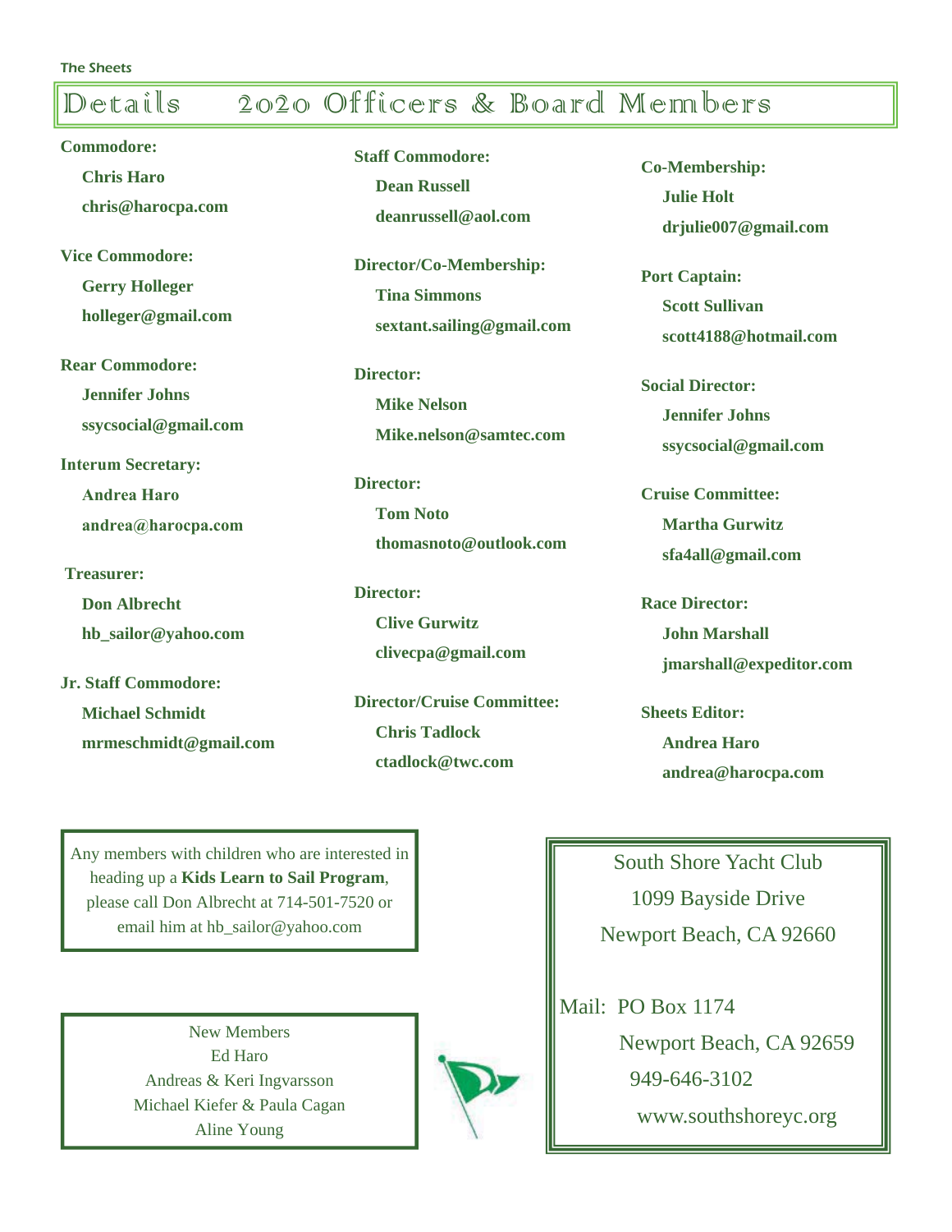# Details 2020 Officers & Board Members

**Commodore:**
**Chris Haro**
**chris@harocpa.com**

**Vice Commodore:**
**Gerry Holleger**
**holleger@gmail.com**

**Rear Commodore:**
**Jennifer Johns**
**ssycsocial@gmail.com**

**Interum Secretary:**
**Andrea Haro**
**andrea@harocpa.com**

**Treasurer:**
**Don Albrecht**
**hb_sailor@yahoo.com**

**Jr. Staff Commodore:**
**Michael Schmidt**
**mrmeschmidt@gmail.com**

**Staff Commodore:**
**Dean Russell**
**deanrussell@aol.com**

**Director/Co-Membership:**
**Tina Simmons**
**sextant.sailing@gmail.com**

**Director:**
**Mike Nelson**
**Mike.nelson@samtec.com**

**Director:**
**Tom Noto**
**thomasnoto@outlook.com**

**Director:**
**Clive Gurwitz**
**clivecpa@gmail.com**

**Director/Cruise Committee:**
**Chris Tadlock**
**ctadlock@twc.com**

**Co-Membership:**
**Julie Holt**
**drjulie007@gmail.com**

**Port Captain:**
**Scott Sullivan**
**scott4188@hotmail.com**

**Social Director:**
**Jennifer Johns**
**ssycsocial@gmail.com**

**Cruise Committee:**
**Martha Gurwitz**
**sfa4all@gmail.com**

**Race Director:**
**John Marshall**
**jmarshall@expeditor.com**

**Sheets Editor:**
**Andrea Haro**
**andrea@harocpa.com**

Any members with children who are interested in heading up a **Kids Learn to Sail Program**, please call Don Albrecht at 714-501-7520 or email him at hb_sailor@yahoo.com

New Members
Ed Haro
Andreas & Keri Ingvarsson
Michael Kiefer & Paula Cagan
Aline Young

South Shore Yacht Club
1099 Bayside Drive
Newport Beach, CA 92660

Mail: PO Box 1174
Newport Beach, CA 92659
949-646-3102
www.southshoreyc.org